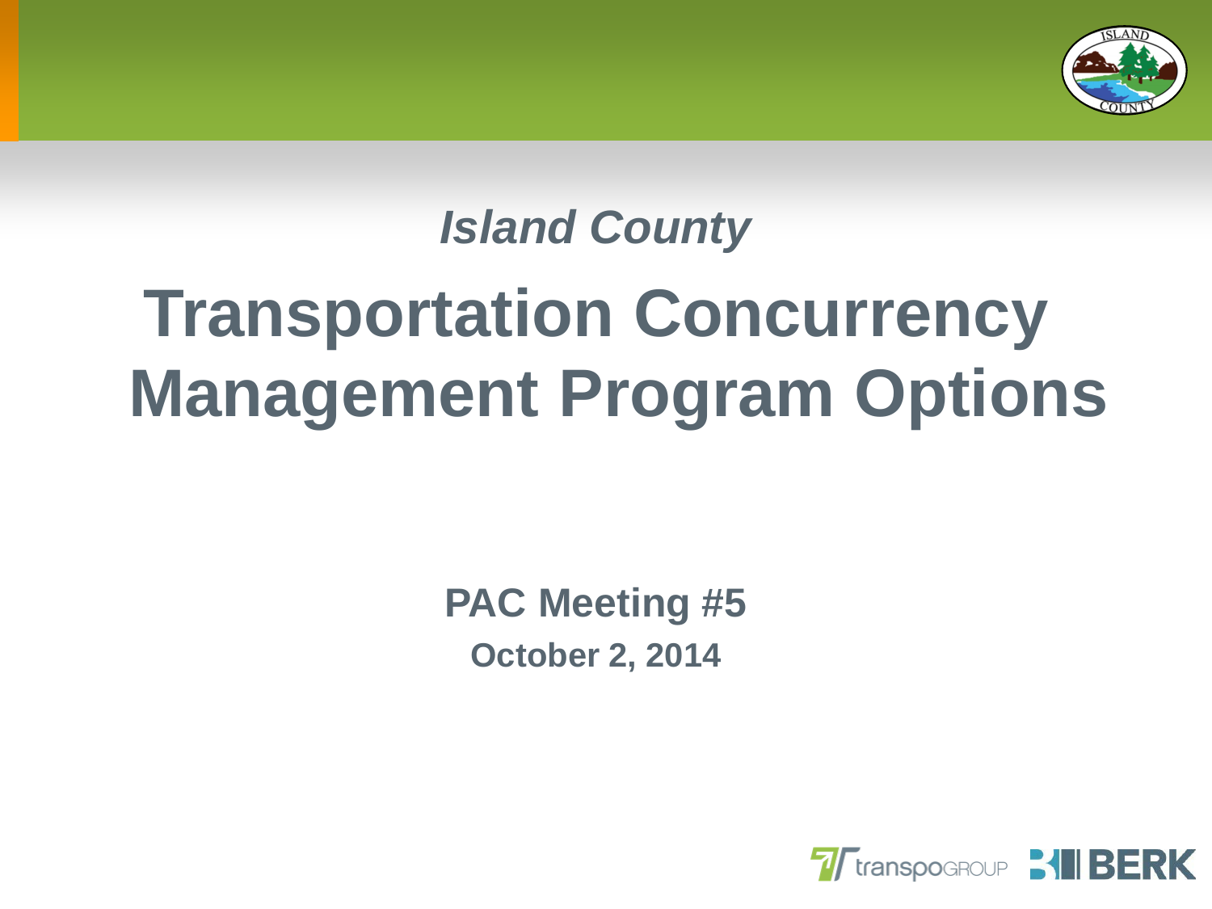*Island County*

# Transportation Concurrency Management Program Options

**PAC Meeting #5**

**October 2, 2014**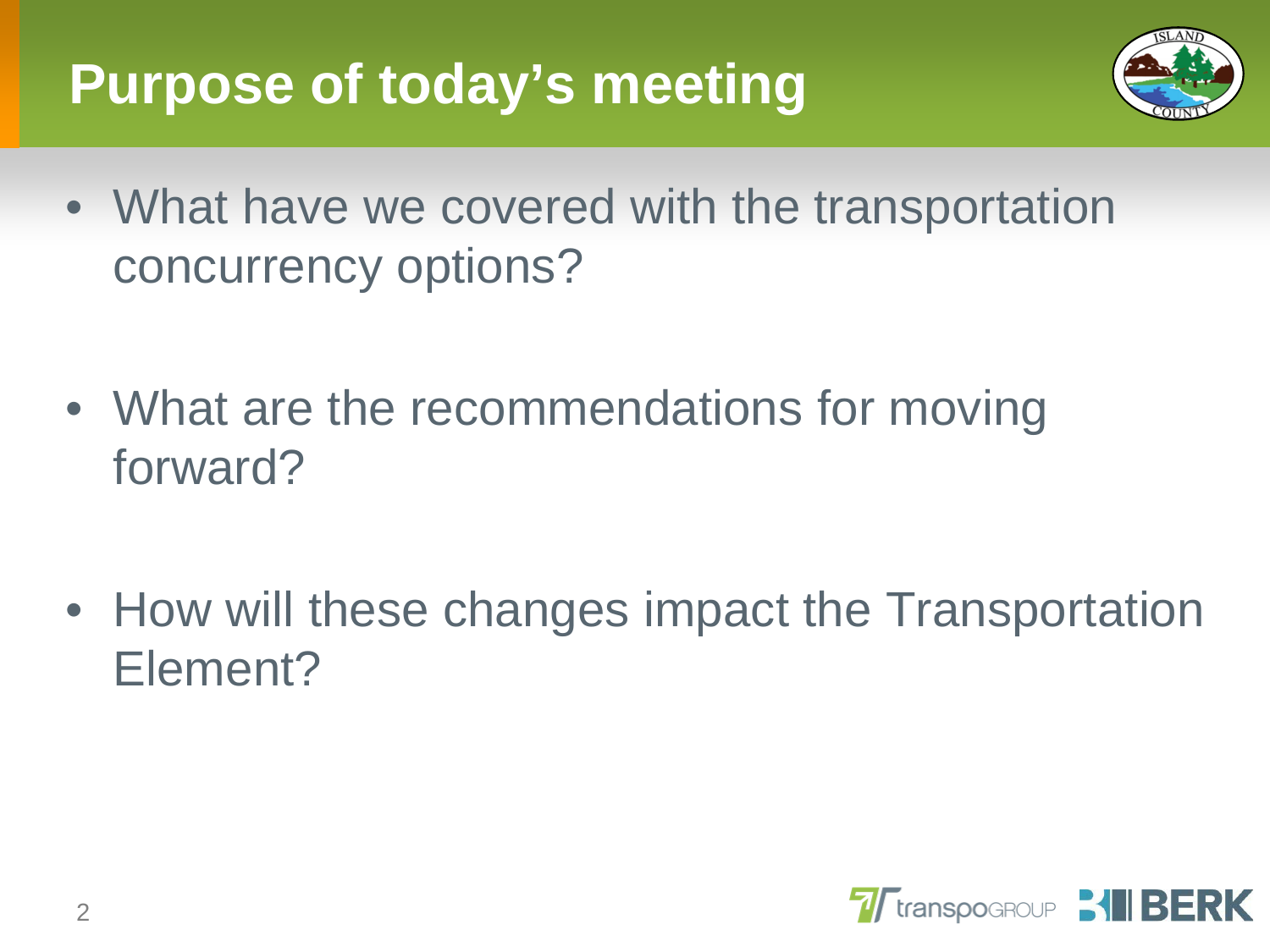# Purpose of today's meeting

- What have we covered with the transportation concurrency options?
- What are the recommendations for moving forward?
- How will these changes impact the Transportation Element?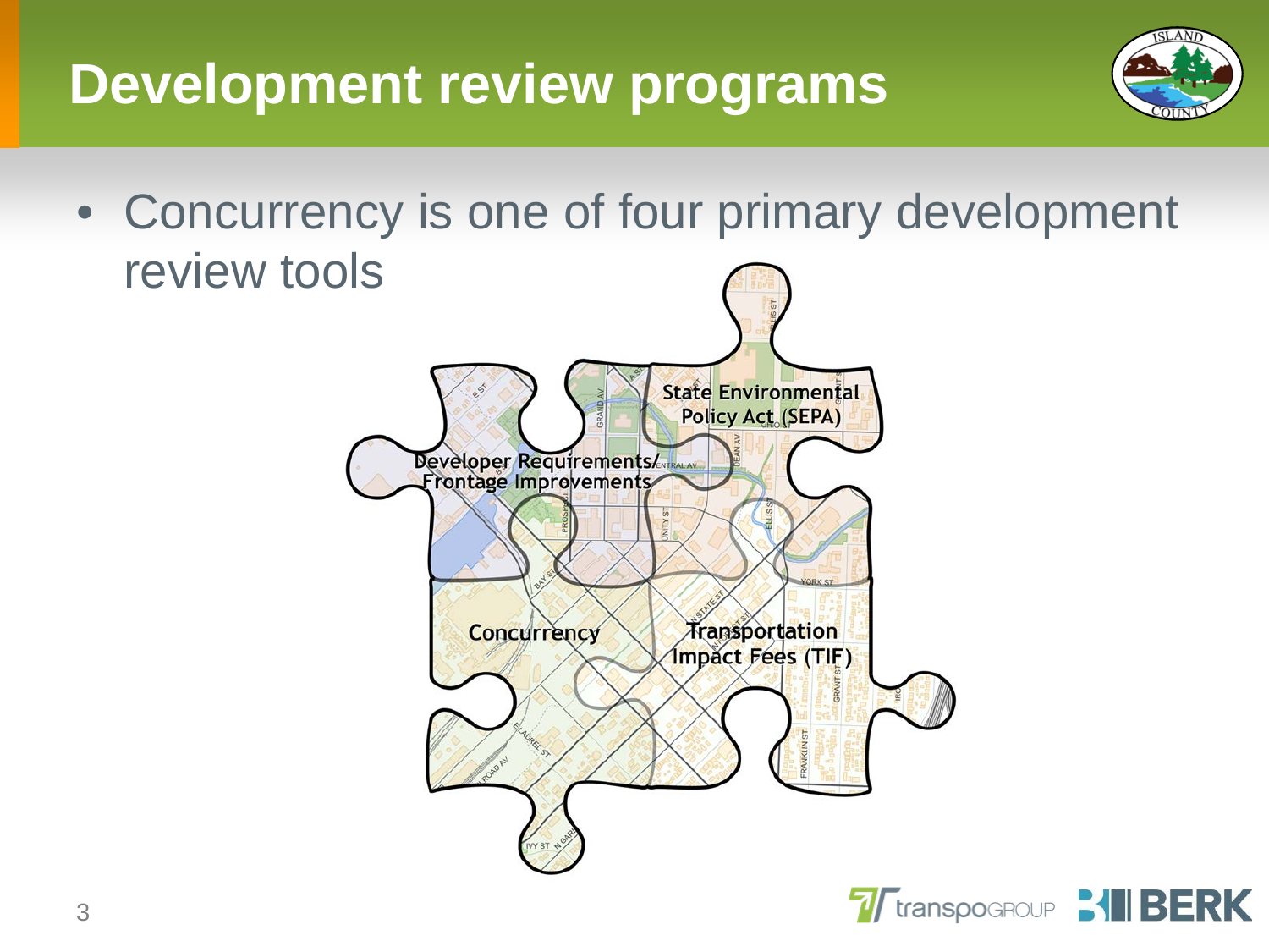# Development review programs

- Concurrency is one of four primary development review tools

State Environmental Policy Act (SEPA)

Developer Requirements/ Frontage Improvements

Concurrency

Transportation Impact Fees (TIF)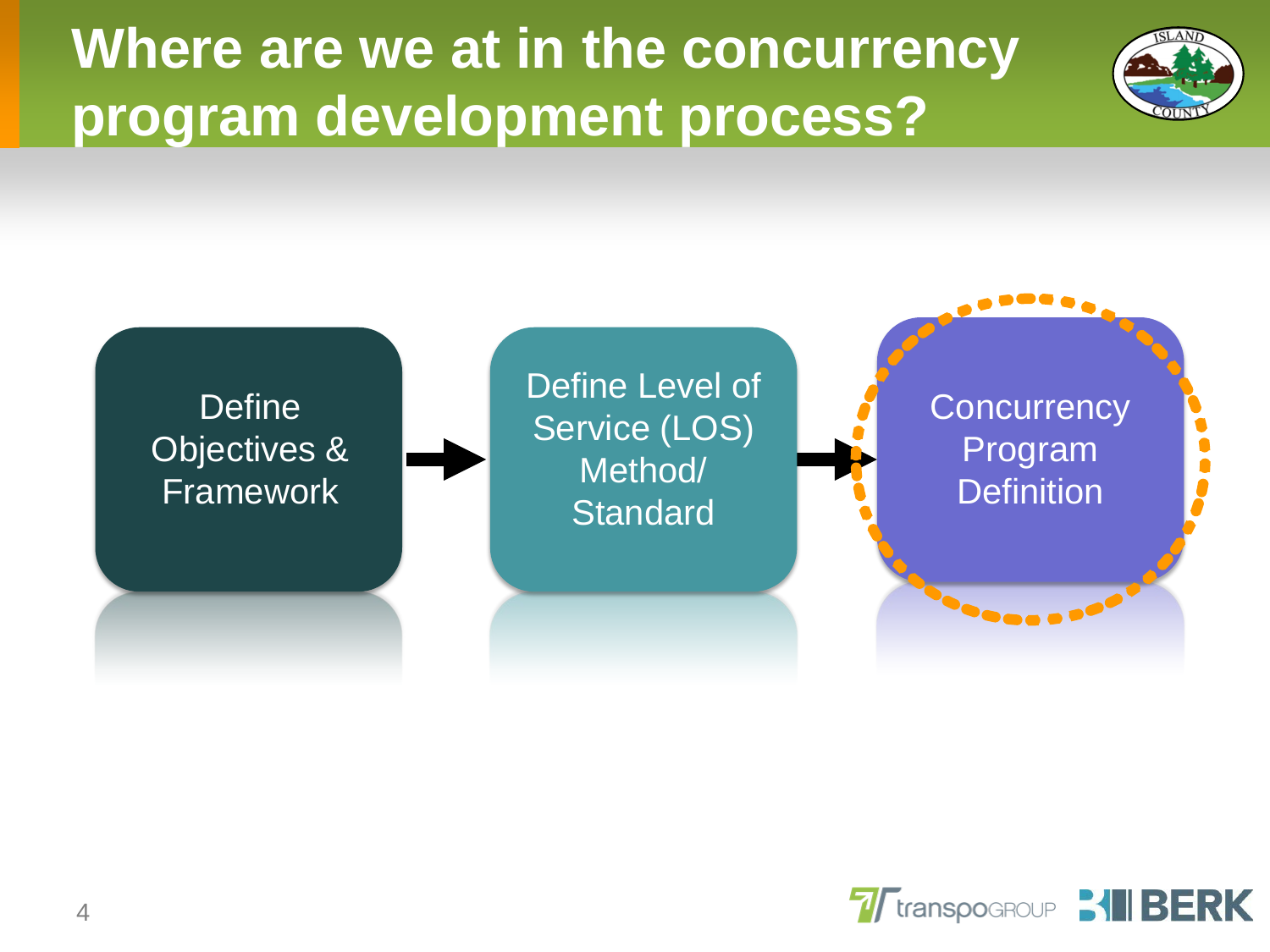# Where are we at in the concurrency program development process?

Define Objectives & Framework → Define Level of Service (LOS) Method/ Standard → Concurrency Program Definition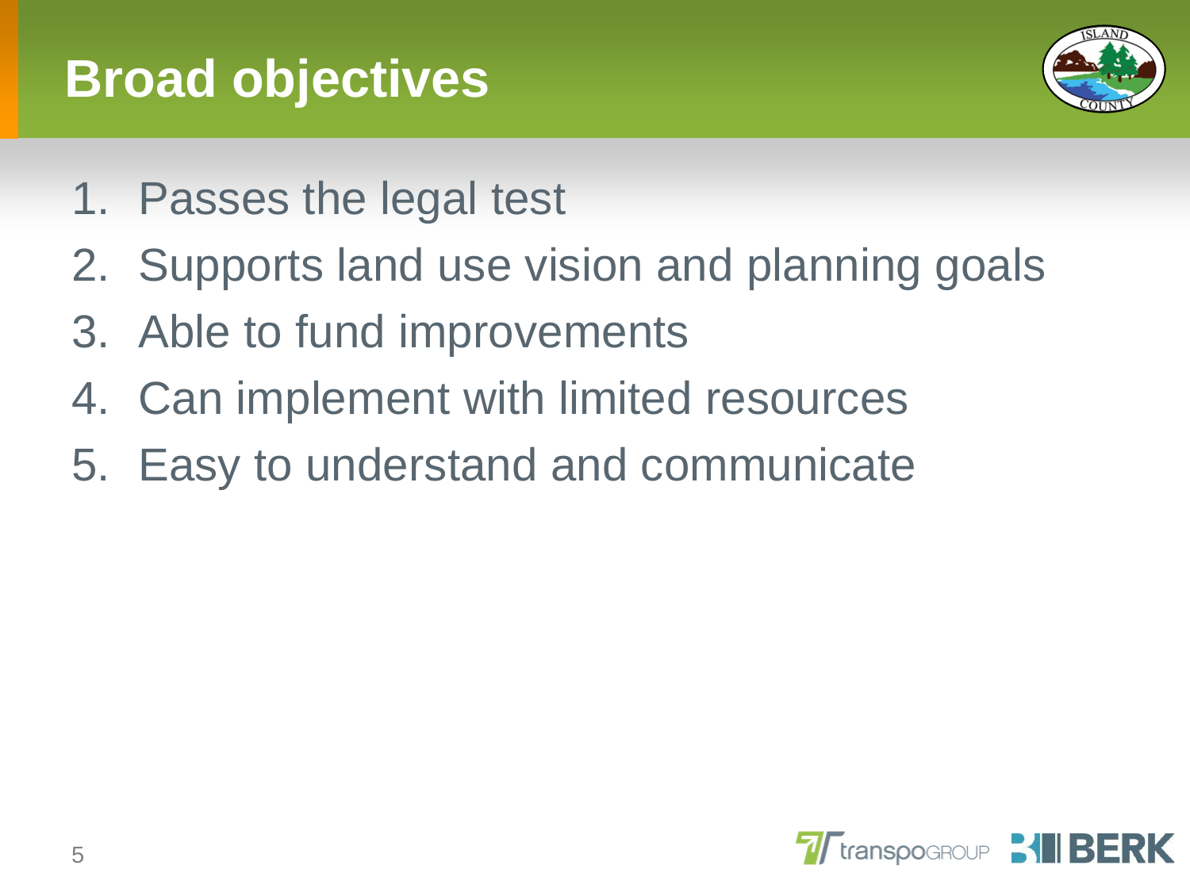# Broad objectives

1. Passes the legal test
2. Supports land use vision and planning goals
3. Able to fund improvements
4. Can implement with limited resources
5. Easy to understand and communicate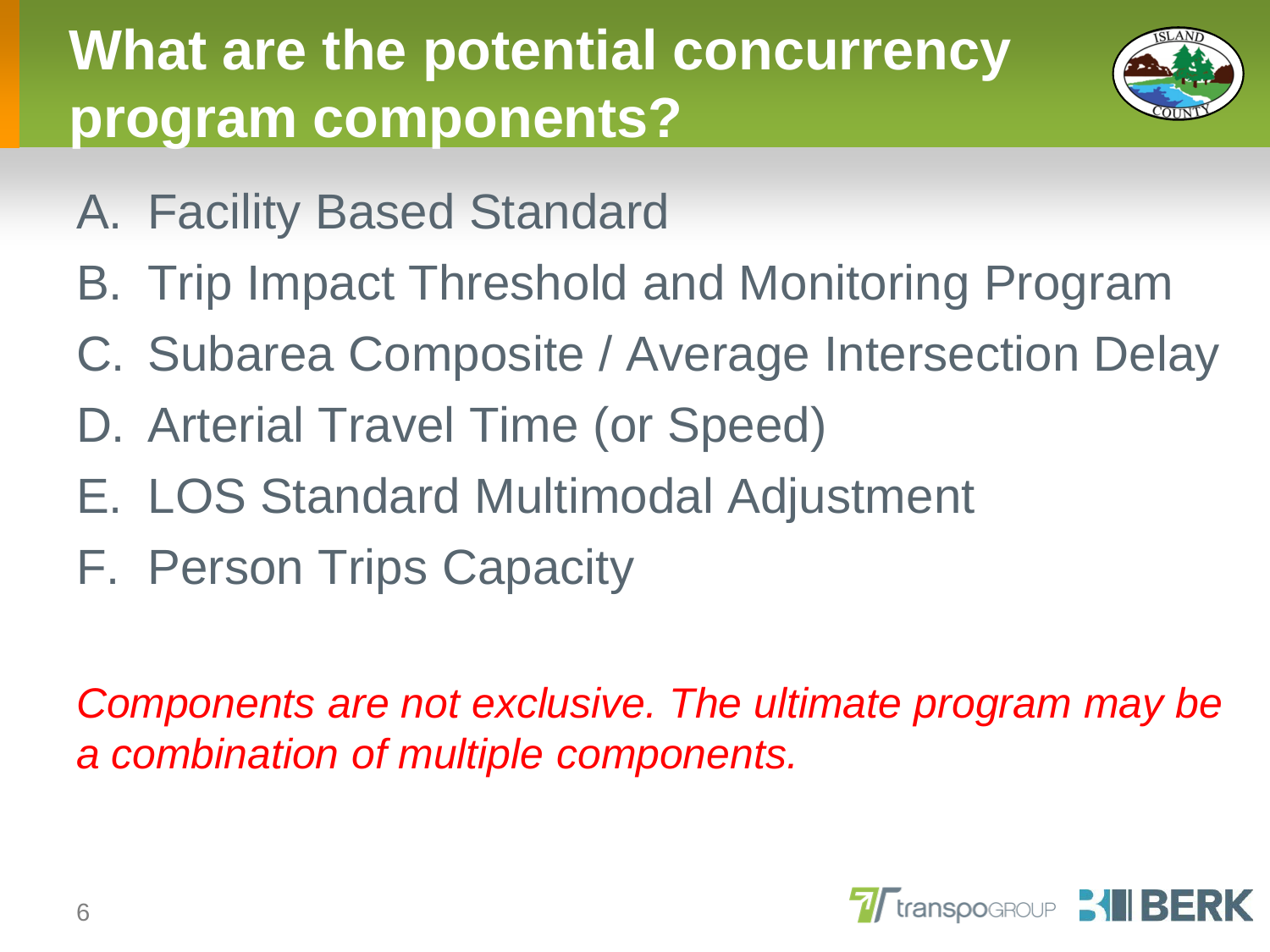# What are the potential concurrency program components?

A. Facility Based Standard
B. Trip Impact Threshold and Monitoring Program
C. Subarea Composite / Average Intersection Delay
D. Arterial Travel Time (or Speed)
E. LOS Standard Multimodal Adjustment
F. Person Trips Capacity

*Components are not exclusive. The ultimate program may be a combination of multiple components.*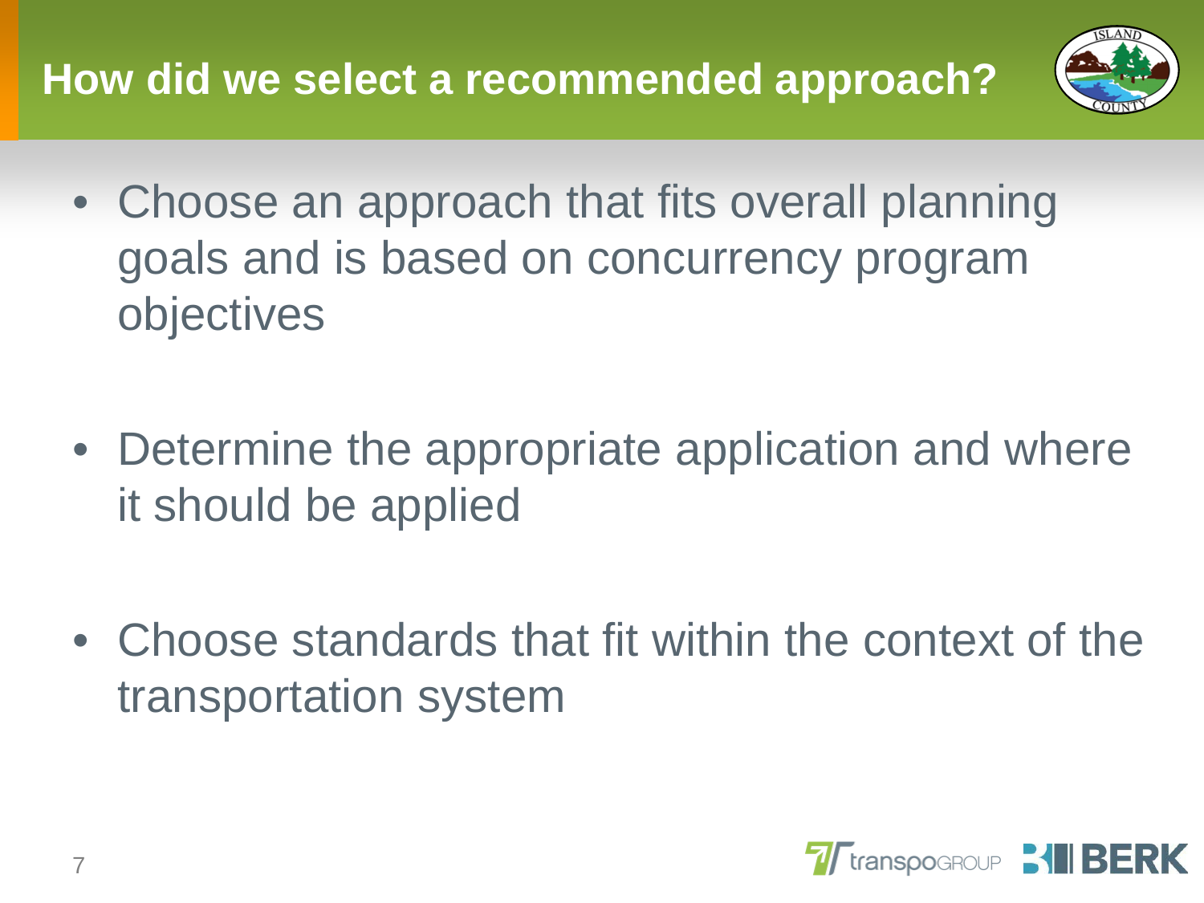# How did we select a recommended approach?

- Choose an approach that fits overall planning goals and is based on concurrency program objectives

- Determine the appropriate application and where it should be applied

- Choose standards that fit within the context of the transportation system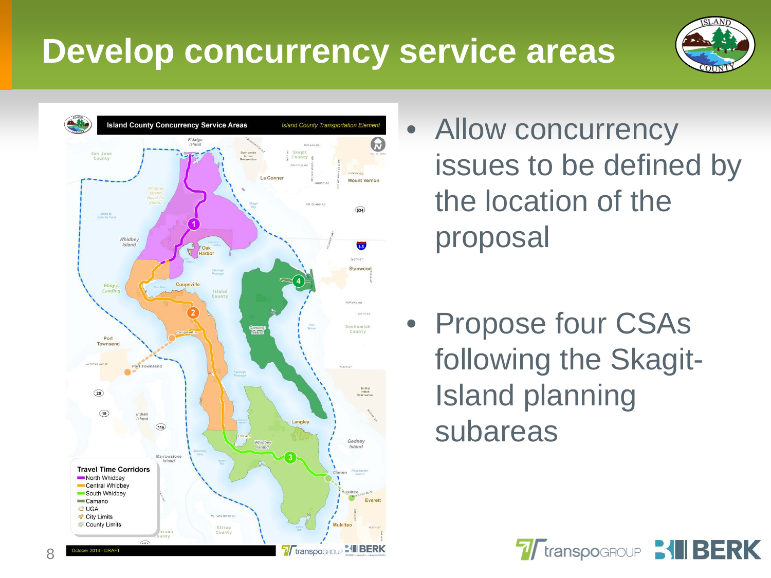# Develop concurrency service areas

- Allow concurrency issues to be defined by the location of the proposal
- Propose four CSAs following the Skagit-Island planning subareas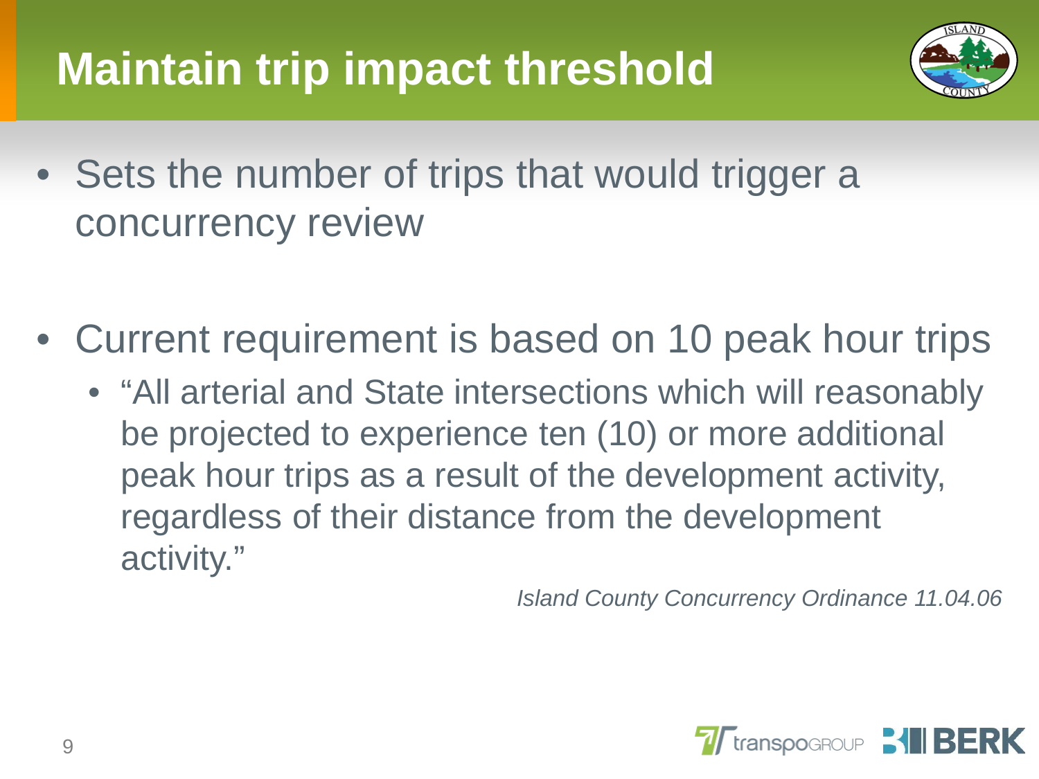# Maintain trip impact threshold

- Sets the number of trips that would trigger a concurrency review

- Current requirement is based on 10 peak hour trips
  - "All arterial and State intersections which will reasonably be projected to experience ten (10) or more additional peak hour trips as a result of the development activity, regardless of their distance from the development activity."

*Island County Concurrency Ordinance 11.04.06*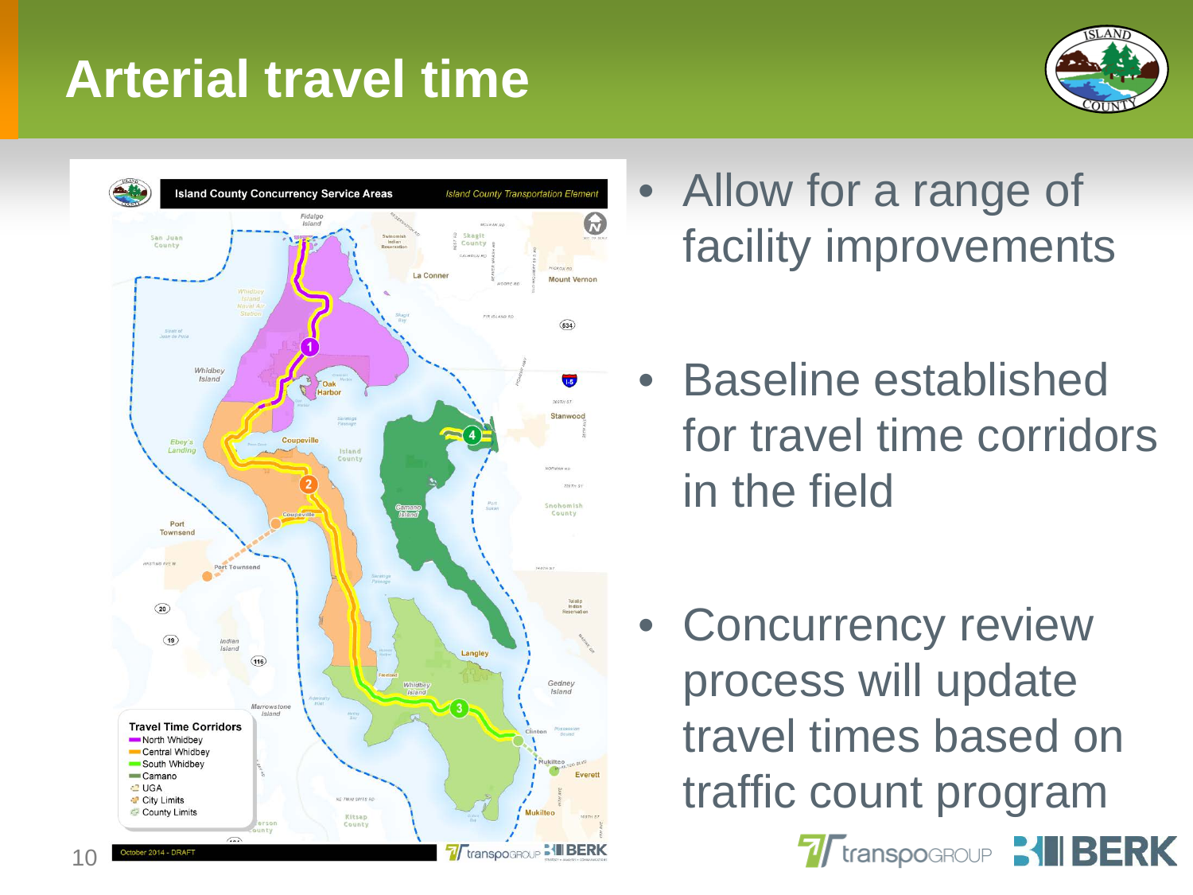# Arterial travel time

- Allow for a range of facility improvements
- Baseline established for travel time corridors in the field
- Concurrency review process will update travel times based on traffic count program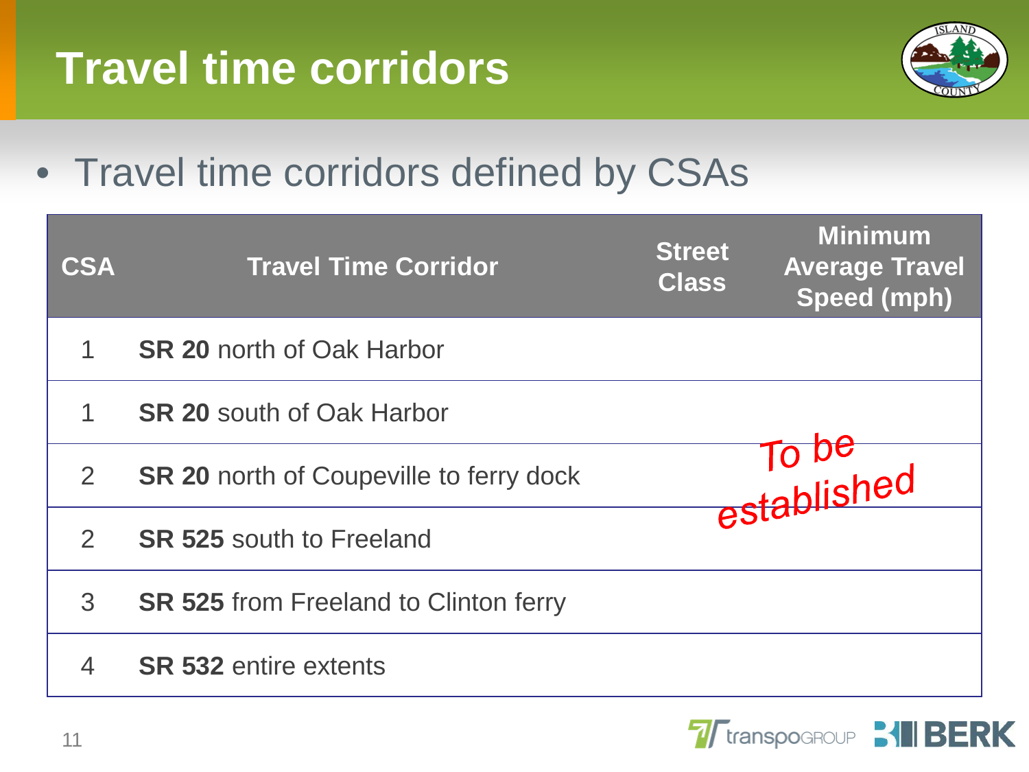# Travel time corridors

- Travel time corridors defined by CSAs

| CSA | Travel Time Corridor | Street Class | Minimum Average Travel Speed (mph) |
|---|---|---|---|
| 1 | **SR 20** north of Oak Harbor | | |
| 1 | **SR 20** south of Oak Harbor | | |
| 2 | **SR 20** north of Coupeville to ferry dock | | To be established |
| 2 | **SR 525** south to Freeland | | |
| 3 | **SR 525** from Freeland to Clinton ferry | | |
| 4 | **SR 532** entire extents | | |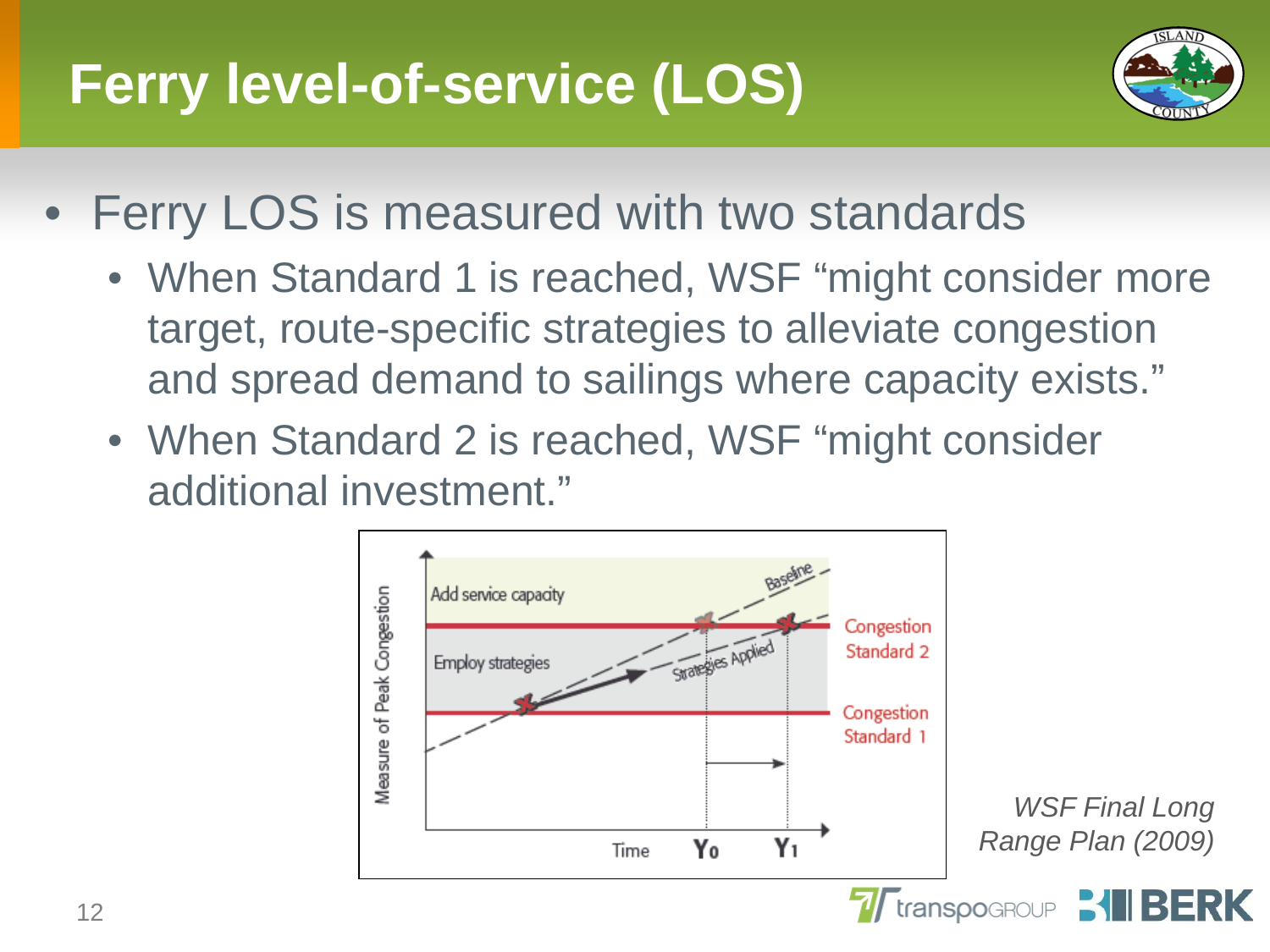# Ferry level-of-service (LOS)

- Ferry LOS is measured with two standards
  - When Standard 1 is reached, WSF "might consider more target, route-specific strategies to alleviate congestion and spread demand to sailings where capacity exists."
  - When Standard 2 is reached, WSF "might consider additional investment."

Add service capacity

Employ strategies

Baseline

Strategies Applied

Congestion Standard 2

Congestion Standard 1

Measure of Peak Congestion

Time $Y_0$ $Y_1$

*WSF Final Long Range Plan (2009)*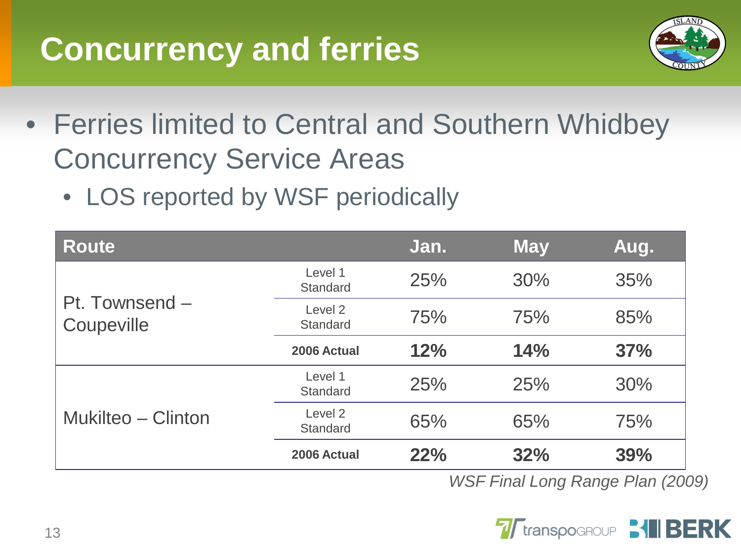# Concurrency and ferries

- Ferries limited to Central and Southern Whidbey Concurrency Service Areas
  - LOS reported by WSF periodically

| Route | | Jan. | May | Aug. |
|---|---|---|---|---|
| Pt. Townsend – Coupeville | Level 1 Standard | 25% | 30% | 35% |
| | Level 2 Standard | 75% | 75% | 85% |
| | **2006 Actual** | **12%** | **14%** | **37%** |
| Mukilteo – Clinton | Level 1 Standard | 25% | 25% | 30% |
| | Level 2 Standard | 65% | 65% | 75% |
| | **2006 Actual** | **22%** | **32%** | **39%** |

*WSF Final Long Range Plan (2009)*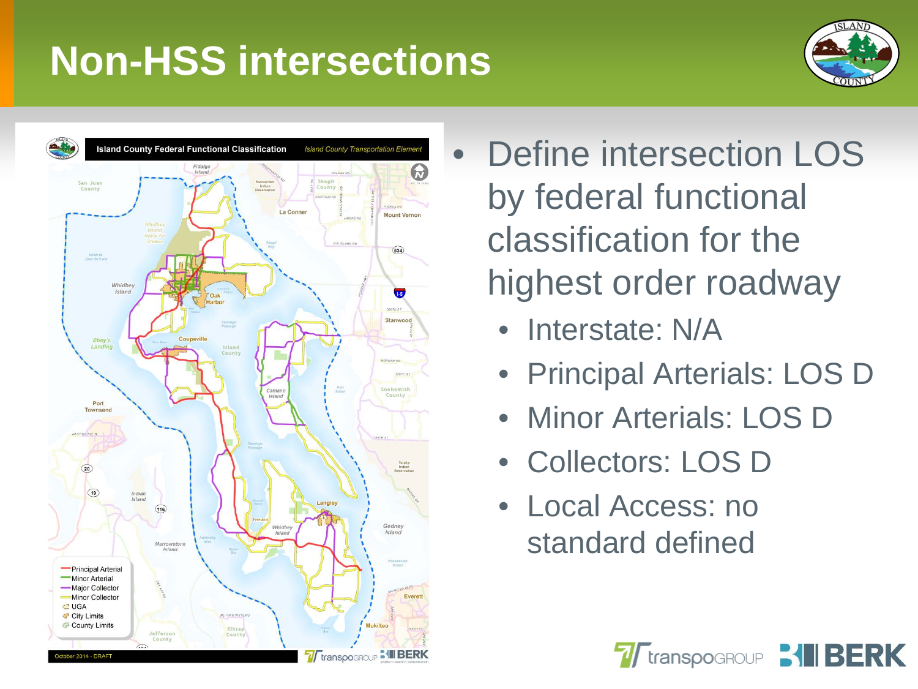# Non-HSS intersections

- Define intersection LOS by federal functional classification for the highest order roadway
  - Interstate: N/A
  - Principal Arterials: LOS D
  - Minor Arterials: LOS D
  - Collectors: LOS D
  - Local Access: no standard defined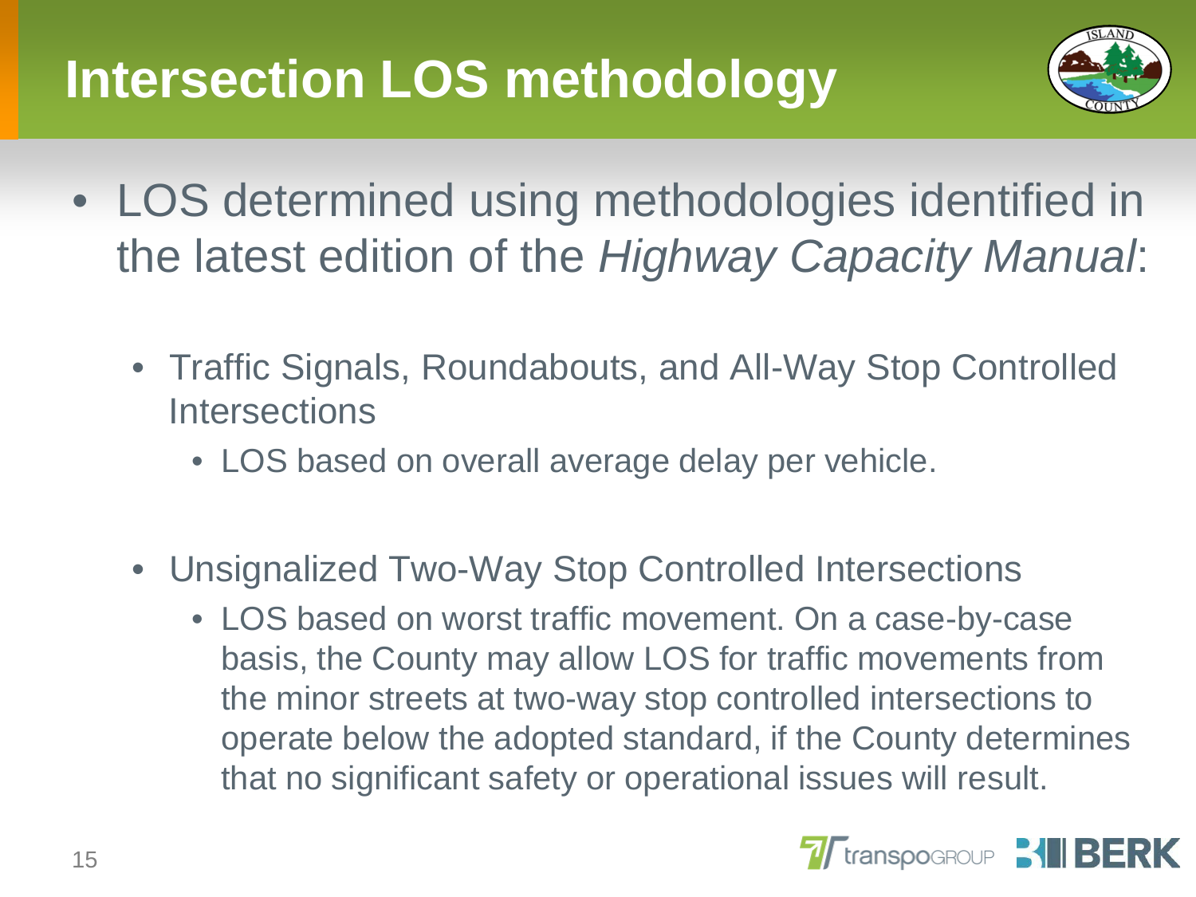# Intersection LOS methodology

- LOS determined using methodologies identified in the latest edition of the *Highway Capacity Manual*:
  - Traffic Signals, Roundabouts, and All-Way Stop Controlled Intersections
    - LOS based on overall average delay per vehicle.
  - Unsignalized Two-Way Stop Controlled Intersections
    - LOS based on worst traffic movement. On a case-by-case basis, the County may allow LOS for traffic movements from the minor streets at two-way stop controlled intersections to operate below the adopted standard, if the County determines that no significant safety or operational issues will result.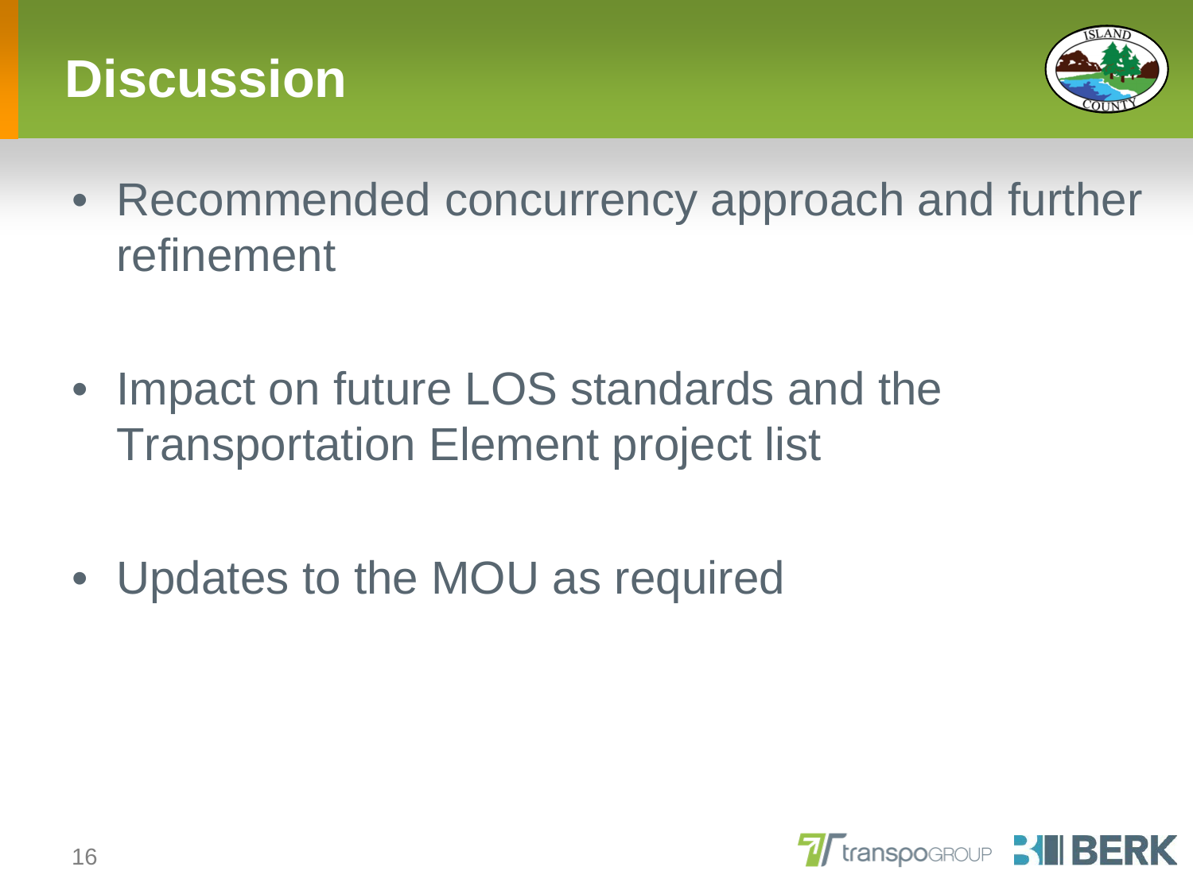# Discussion

- Recommended concurrency approach and further refinement
- Impact on future LOS standards and the Transportation Element project list
- Updates to the MOU as required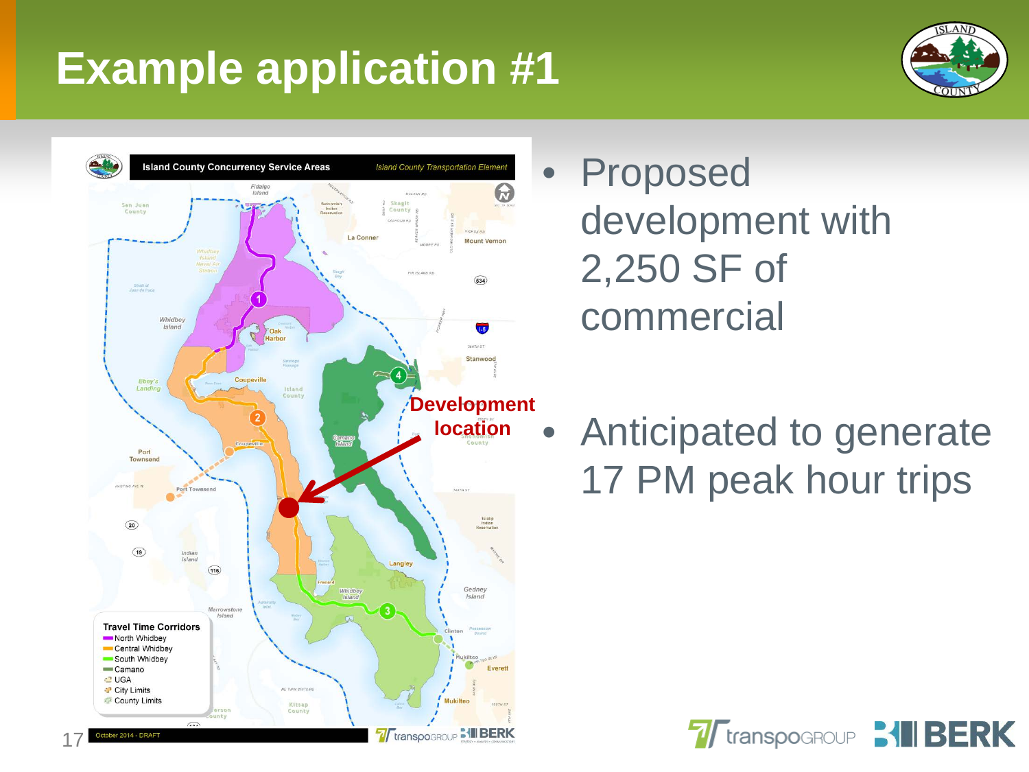# Example application #1

- Proposed development with 2,250 SF of commercial

- Anticipated to generate 17 PM peak hour trips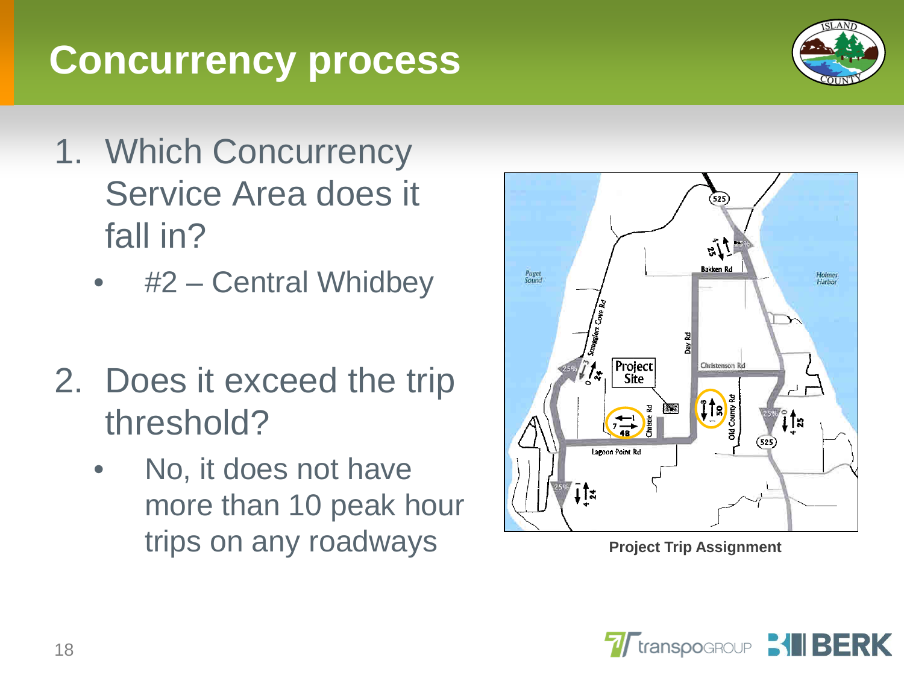# Concurrency process

1. Which Concurrency Service Area does it fall in?
   - #2 – Central Whidbey

2. Does it exceed the trip threshold?
   - No, it does not have more than 10 peak hour trips on any roadways

Project Trip Assignment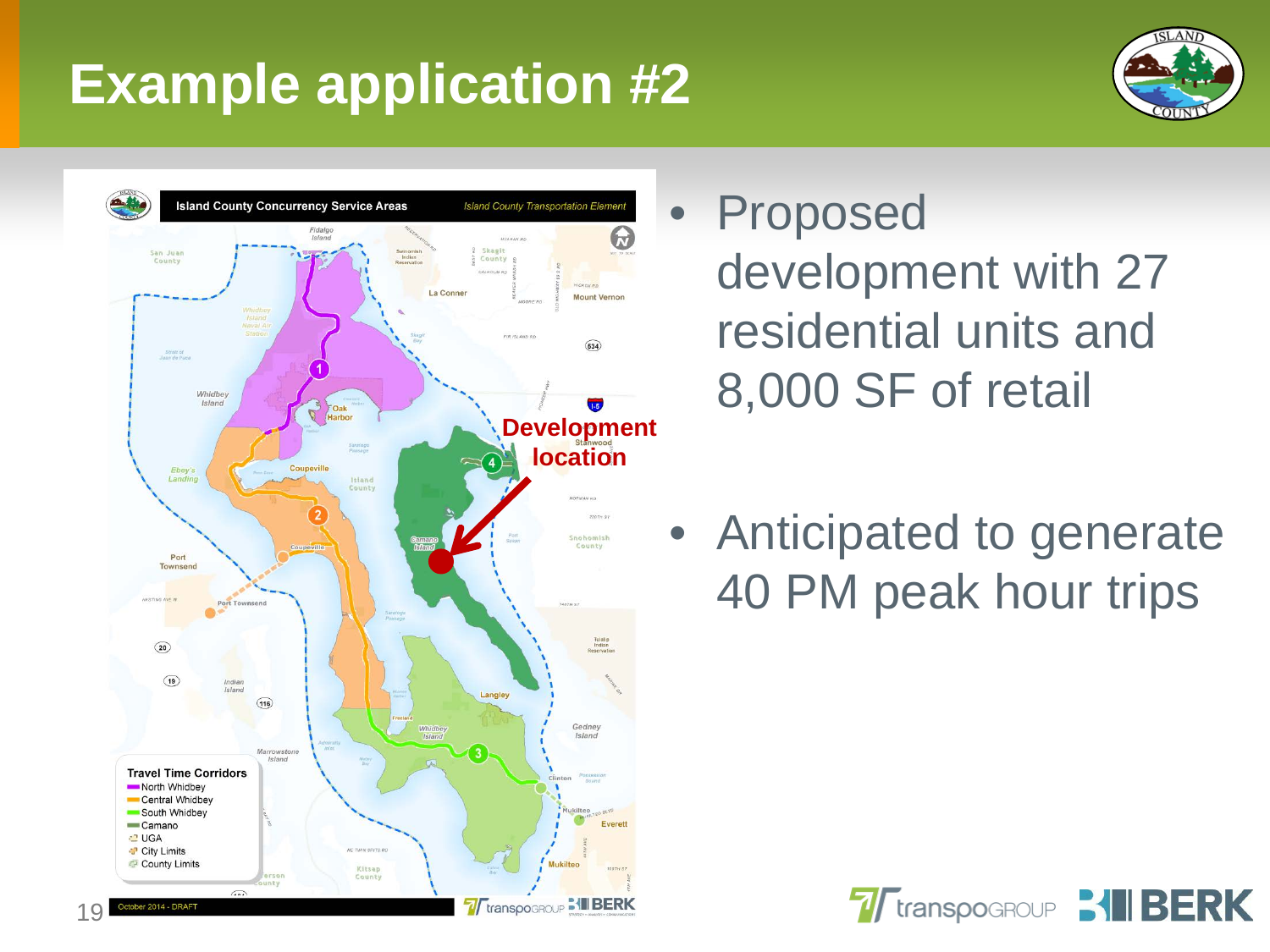# Example application #2

- Proposed development with 27 residential units and 8,000 SF of retail
- Anticipated to generate 40 PM peak hour trips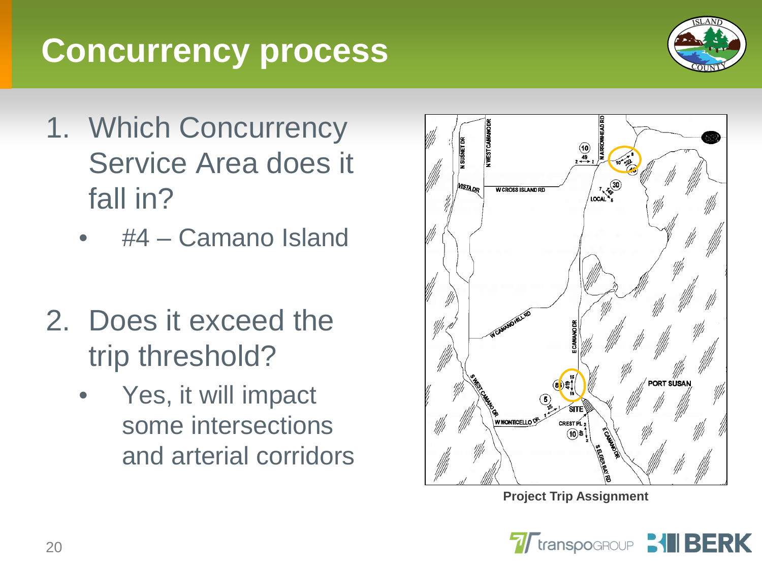# Concurrency process

1. Which Concurrency Service Area does it fall in?
   - #4 – Camano Island

2. Does it exceed the trip threshold?
   - Yes, it will impact some intersections and arterial corridors

Project Trip Assignment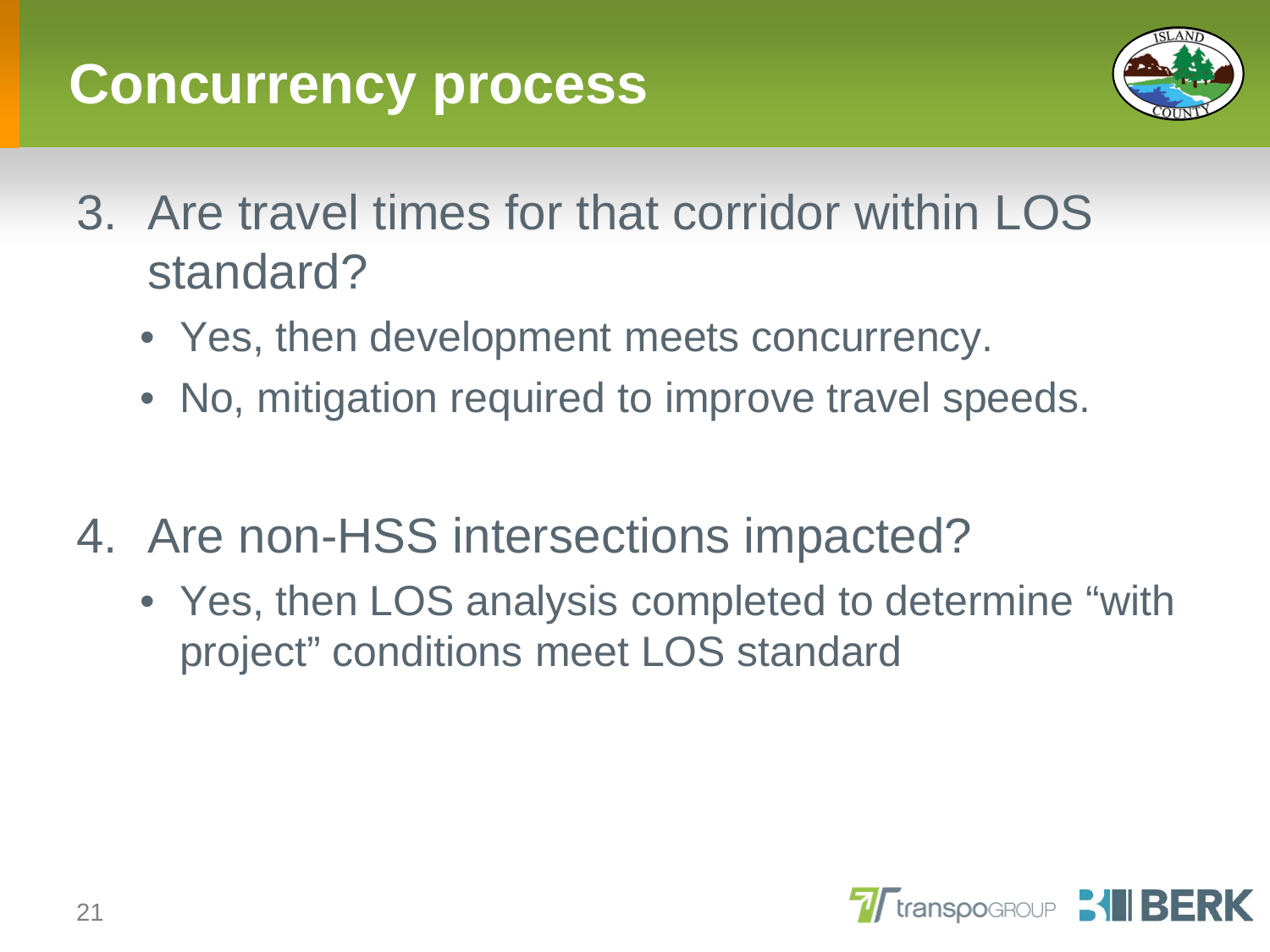# Concurrency process

3. Are travel times for that corridor within LOS standard?
   - Yes, then development meets concurrency.
   - No, mitigation required to improve travel speeds.

4. Are non-HSS intersections impacted?
   - Yes, then LOS analysis completed to determine "with project" conditions meet LOS standard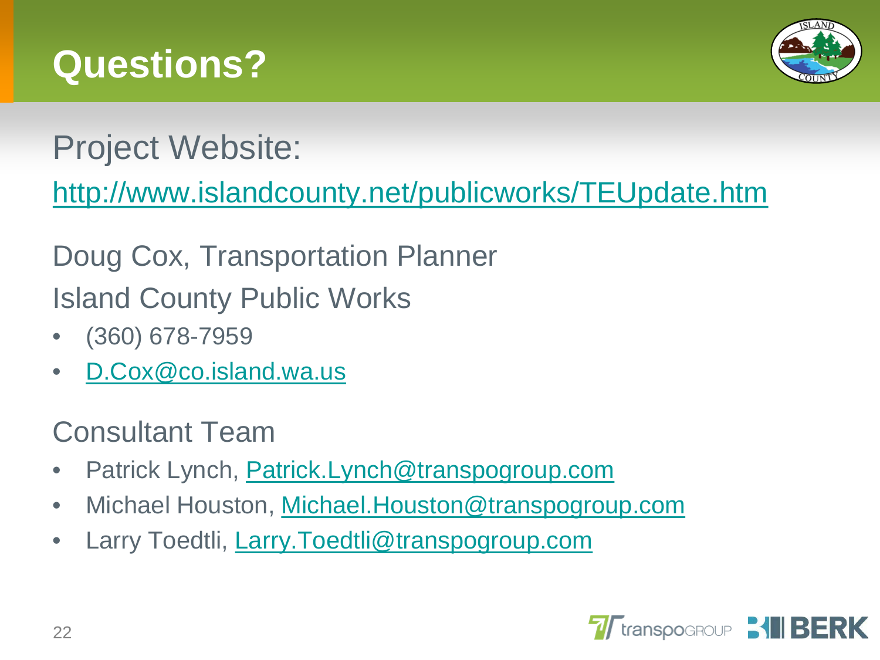# Questions?

Project Website:

http://www.islandcounty.net/publicworks/TEUpdate.htm

Doug Cox, Transportation Planner

Island County Public Works

- (360) 678-7959
- D.Cox@co.island.wa.us

Consultant Team

- Patrick Lynch, Patrick.Lynch@transpogroup.com
- Michael Houston, Michael.Houston@transpogroup.com
- Larry Toedtli, Larry.Toedtli@transpogroup.com

transpoGROUP BERK